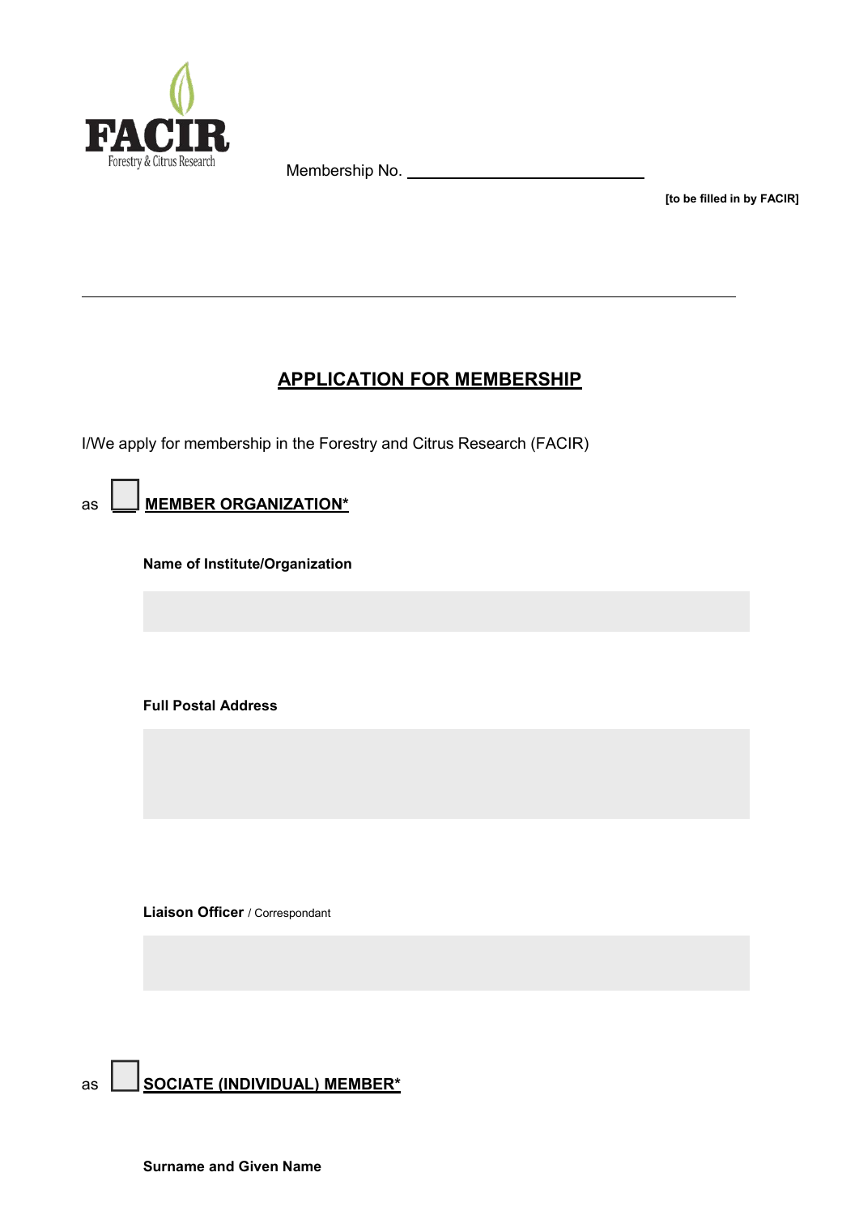FACIR
Forestry & Citrus Research

Membership No. ____________________________

**[to be filled in by FACIR]**

---

# APPLICATION FOR MEMBERSHIP

I/We apply for membership in the Forestry and Citrus Research (FACIR)

as ☐ **MEMBER ORGANIZATION***

**Name of Institute/Organization**

**Full Postal Address**

**Liaison Officer** / Correspondant

as ☐ **SOCIATE (INDIVIDUAL) MEMBER***

**Surname and Given Name**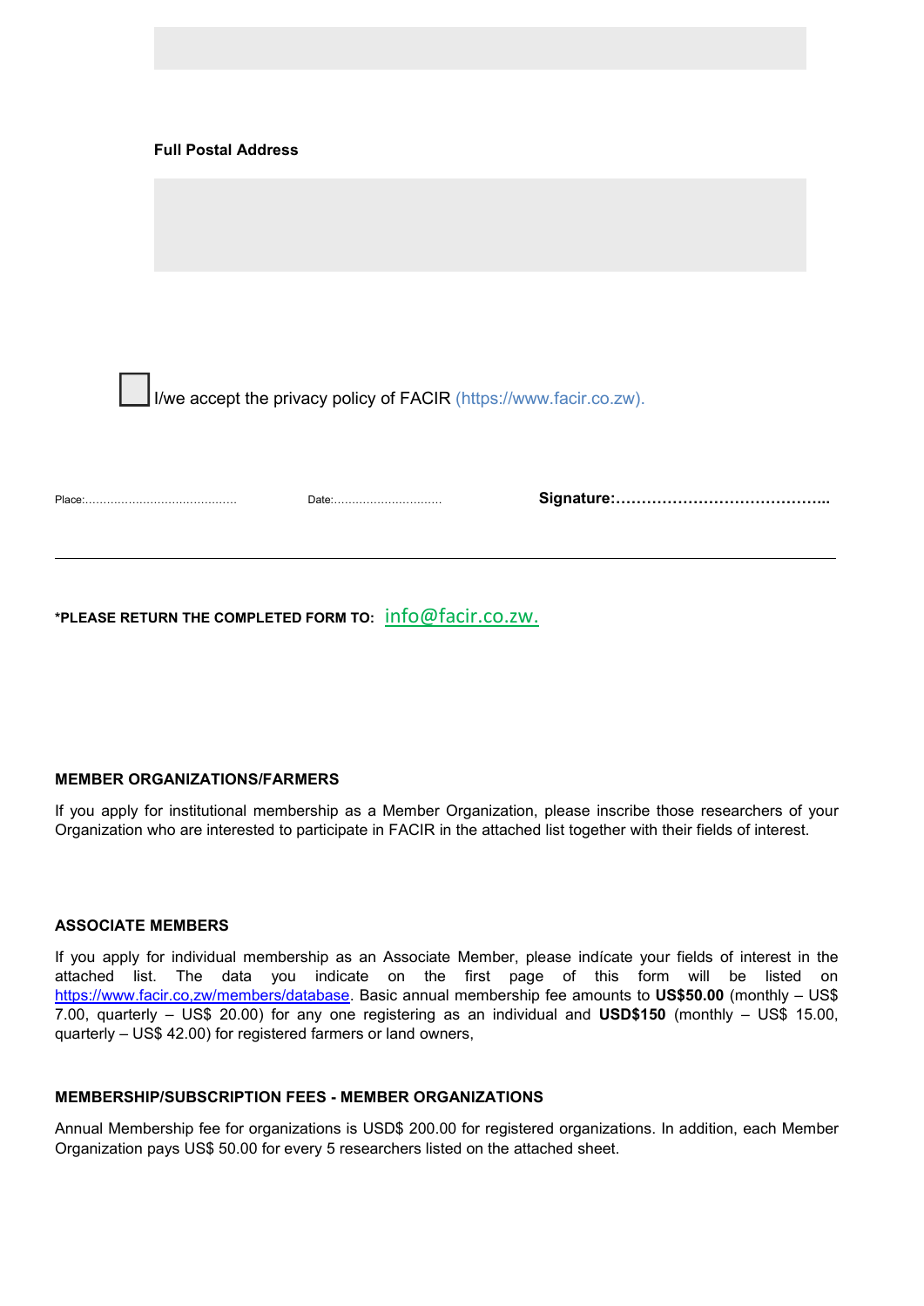**Full Postal Address**

☐ I/we accept the privacy policy of FACIR (https://www.facir.co.zw).

Place:…………………………………… Date:………………………… **Signature:…………………………………..**

---

***PLEASE RETURN THE COMPLETED FORM TO:** info@facir.co.zw.

**MEMBER ORGANIZATIONS/FARMERS**

If you apply for institutional membership as a Member Organization, please inscribe those researchers of your Organization who are interested to participate in FACIR in the attached list together with their fields of interest.

**ASSOCIATE MEMBERS**

If you apply for individual membership as an Associate Member, please indícate your fields of interest in the attached list. The data you indicate on the first page of this form will be listed on https://www.facir.co,zw/members/database. Basic annual membership fee amounts to **US$50.00** (monthly – US$ 7.00, quarterly – US$ 20.00) for any one registering as an individual and **USD$150** (monthly – US$ 15.00, quarterly – US$ 42.00) for registered farmers or land owners,

**MEMBERSHIP/SUBSCRIPTION FEES - MEMBER ORGANIZATIONS**

Annual Membership fee for organizations is USD$ 200.00 for registered organizations. In addition, each Member Organization pays US$ 50.00 for every 5 researchers listed on the attached sheet.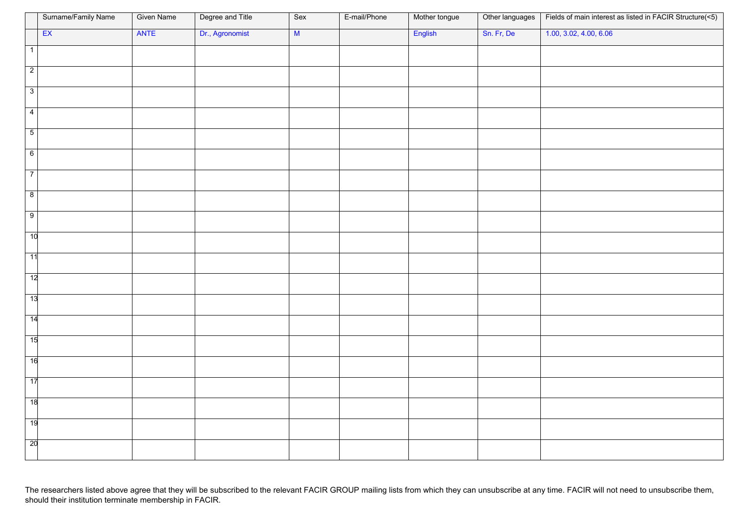| | Surname/Family Name | Given Name | Degree and Title | Sex | E-mail/Phone | Mother tongue | Other languages | Fields of main interest as listed in FACIR Structure(<5) |
|---|---|---|---|---|---|---|---|---|
| | EX | ANTE | Dr., Agronomist | M | | English | Sn. Fr, De | 1.00, 3.02, 4.00, 6.06 |
| 1 | | | | | | | | |
| 2 | | | | | | | | |
| 3 | | | | | | | | |
| 4 | | | | | | | | |
| 5 | | | | | | | | |
| 6 | | | | | | | | |
| 7 | | | | | | | | |
| 8 | | | | | | | | |
| 9 | | | | | | | | |
| 10 | | | | | | | | |
| 11 | | | | | | | | |
| 12 | | | | | | | | |
| 13 | | | | | | | | |
| 14 | | | | | | | | |
| 15 | | | | | | | | |
| 16 | | | | | | | | |
| 17 | | | | | | | | |
| 18 | | | | | | | | |
| 19 | | | | | | | | |
| 20 | | | | | | | | |

The researchers listed above agree that they will be subscribed to the relevant FACIR GROUP mailing lists from which they can unsubscribe at any time. FACIR will not need to unsubscribe them, should their institution terminate membership in FACIR.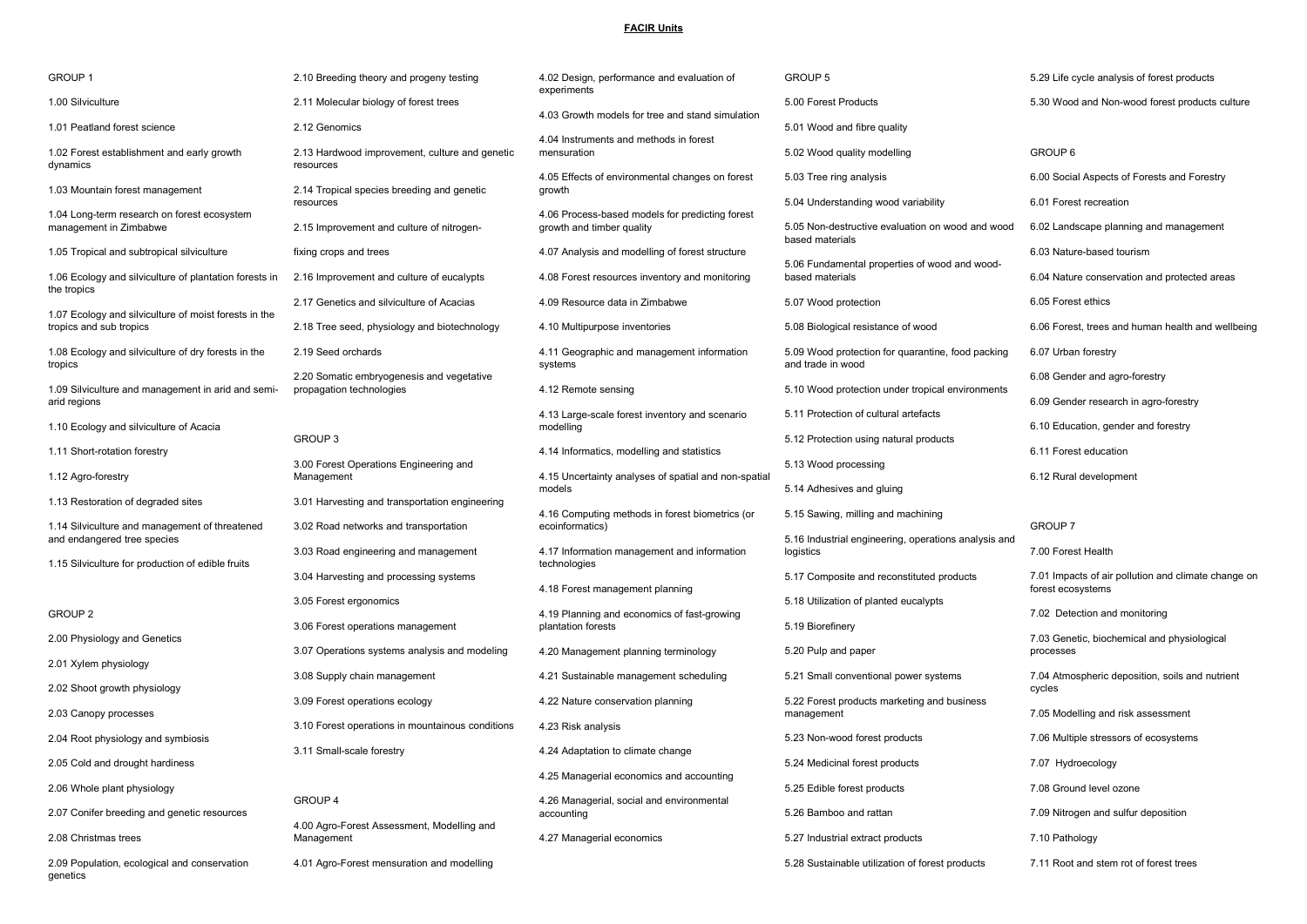# FACIR Units

## GROUP 1

1.00 Silviculture

1.01 Peatland forest science

1.02 Forest establishment and early growth dynamics

1.03 Mountain forest management

1.04 Long-term research on forest ecosystem management in Zimbabwe

1.05 Tropical and subtropical silviculture

1.06 Ecology and silviculture of plantation forests in the tropics

1.07 Ecology and silviculture of moist forests in the tropics and sub tropics

1.08 Ecology and silviculture of dry forests in the tropics

1.09 Silviculture and management in arid and semi-arid regions

1.10 Ecology and silviculture of Acacia

1.11 Short-rotation forestry

1.12 Agro-forestry

1.13 Restoration of degraded sites

1.14 Silviculture and management of threatened and endangered tree species

1.15 Silviculture for production of edible fruits

## GROUP 2

2.00 Physiology and Genetics

2.01 Xylem physiology

2.02 Shoot growth physiology

2.03 Canopy processes

2.04 Root physiology and symbiosis

2.05 Cold and drought hardiness

2.06 Whole plant physiology

2.07 Conifer breeding and genetic resources

2.08 Christmas trees

2.09 Population, ecological and conservation genetics

2.10 Breeding theory and progeny testing

2.11 Molecular biology of forest trees

2.12 Genomics

2.13 Hardwood improvement, culture and genetic resources

2.14 Tropical species breeding and genetic resources

2.15 Improvement and culture of nitrogen-fixing crops and trees

2.16 Improvement and culture of eucalypts

2.17 Genetics and silviculture of Acacias

2.18 Tree seed, physiology and biotechnology

2.19 Seed orchards

2.20 Somatic embryogenesis and vegetative propagation technologies

## GROUP 3

3.00 Forest Operations Engineering and Management

3.01 Harvesting and transportation engineering

3.02 Road networks and transportation

3.03 Road engineering and management

3.04 Harvesting and processing systems

3.05 Forest ergonomics

3.06 Forest operations management

3.07 Operations systems analysis and modeling

3.08 Supply chain management

3.09 Forest operations ecology

3.10 Forest operations in mountainous conditions

3.11 Small-scale forestry

## GROUP 4

4.00 Agro-Forest Assessment, Modelling and Management

4.01 Agro-Forest mensuration and modelling

4.02 Design, performance and evaluation of experiments

4.03 Growth models for tree and stand simulation

4.04 Instruments and methods in forest mensuration

4.05 Effects of environmental changes on forest growth

4.06 Process-based models for predicting forest growth and timber quality

4.07 Analysis and modelling of forest structure

4.08 Forest resources inventory and monitoring

4.09 Resource data in Zimbabwe

4.10 Multipurpose inventories

4.11 Geographic and management information systems

4.12 Remote sensing

4.13 Large-scale forest inventory and scenario modelling

4.14 Informatics, modelling and statistics

4.15 Uncertainty analyses of spatial and non-spatial models

4.16 Computing methods in forest biometrics (or ecoinformatics)

4.17 Information management and information technologies

4.18 Forest management planning

4.19 Planning and economics of fast-growing plantation forests

4.20 Management planning terminology

4.21 Sustainable management scheduling

4.22 Nature conservation planning

4.23 Risk analysis

4.24 Adaptation to climate change

4.25 Managerial economics and accounting

4.26 Managerial, social and environmental accounting

4.27 Managerial economics

## GROUP 5

5.00 Forest Products

5.01 Wood and fibre quality

5.02 Wood quality modelling

5.03 Tree ring analysis

5.04 Understanding wood variability

5.05 Non-destructive evaluation on wood and wood based materials

5.06 Fundamental properties of wood and wood-based materials

5.07 Wood protection

5.08 Biological resistance of wood

5.09 Wood protection for quarantine, food packing and trade in wood

5.10 Wood protection under tropical environments

5.11 Protection of cultural artefacts

5.12 Protection using natural products

5.13 Wood processing

5.14 Adhesives and gluing

5.15 Sawing, milling and machining

5.16 Industrial engineering, operations analysis and logistics

5.17 Composite and reconstituted products

5.18 Utilization of planted eucalypts

5.19 Biorefinery

5.20 Pulp and paper

5.21 Small conventional power systems

5.22 Forest products marketing and business management

5.23 Non-wood forest products

5.24 Medicinal forest products

5.25 Edible forest products

5.26 Bamboo and rattan

5.27 Industrial extract products

5.28 Sustainable utilization of forest products

5.29 Life cycle analysis of forest products

5.30 Wood and Non-wood forest products culture

## GROUP 6

6.00 Social Aspects of Forests and Forestry

6.01 Forest recreation

6.02 Landscape planning and management

6.03 Nature-based tourism

6.04 Nature conservation and protected areas

6.05 Forest ethics

6.06 Forest, trees and human health and wellbeing

6.07 Urban forestry

6.08 Gender and agro-forestry

6.09 Gender research in agro-forestry

6.10 Education, gender and forestry

6.11 Forest education

6.12 Rural development

## GROUP 7

7.00 Forest Health

7.01 Impacts of air pollution and climate change on forest ecosystems

7.02 Detection and monitoring

7.03 Genetic, biochemical and physiological processes

7.04 Atmospheric deposition, soils and nutrient cycles

7.05 Modelling and risk assessment

7.06 Multiple stressors of ecosystems

7.07 Hydroecology

7.08 Ground level ozone

7.09 Nitrogen and sulfur deposition

7.10 Pathology

7.11 Root and stem rot of forest trees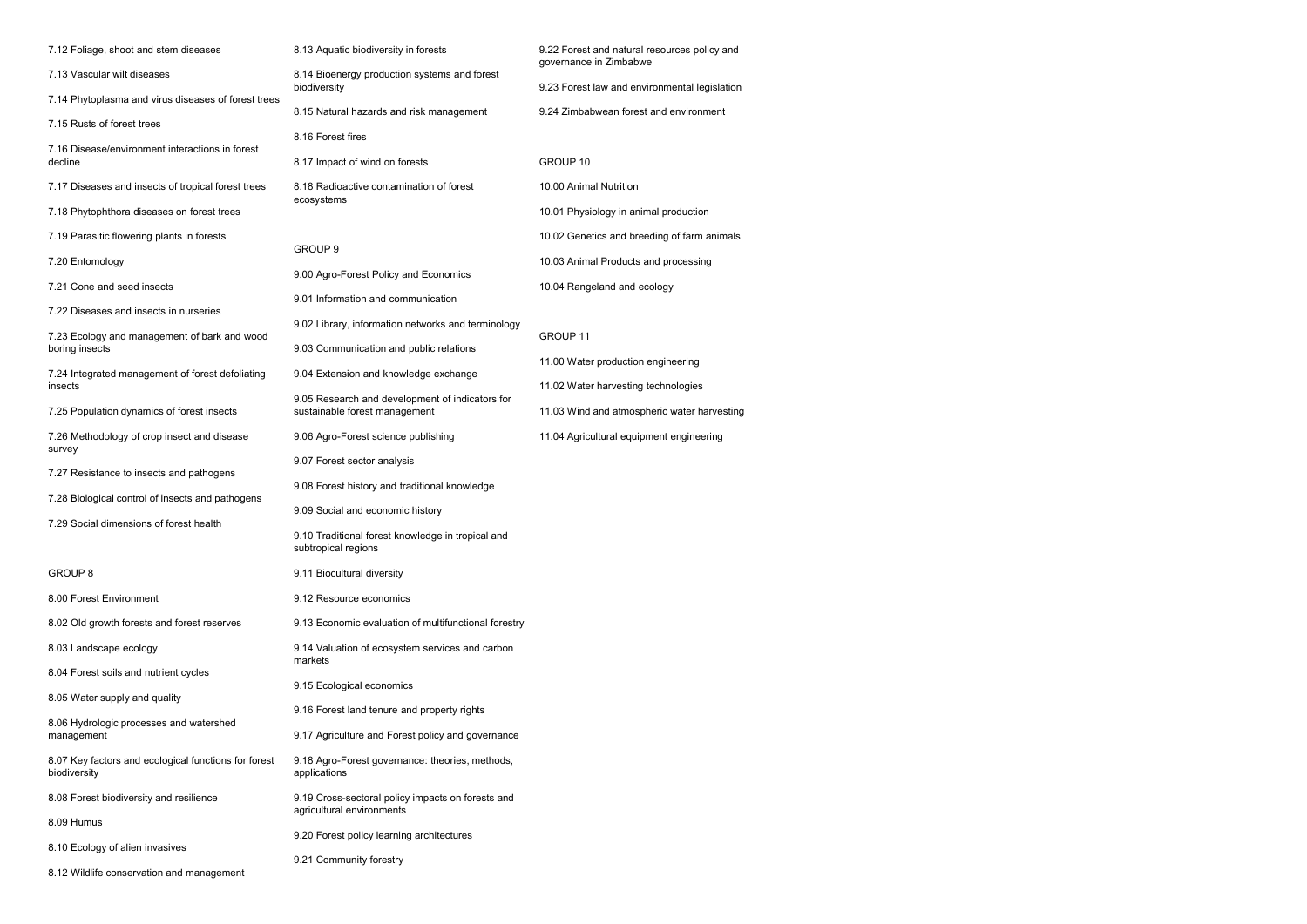7.12 Foliage, shoot and stem diseases

7.13 Vascular wilt diseases

7.14 Phytoplasma and virus diseases of forest trees

7.15 Rusts of forest trees

7.16 Disease/environment interactions in forest decline

7.17 Diseases and insects of tropical forest trees

7.18 Phytophthora diseases on forest trees

7.19 Parasitic flowering plants in forests

7.20 Entomology

7.21 Cone and seed insects

7.22 Diseases and insects in nurseries

7.23 Ecology and management of bark and wood boring insects

7.24 Integrated management of forest defoliating insects

7.25 Population dynamics of forest insects

7.26 Methodology of crop insect and disease survey

7.27 Resistance to insects and pathogens

7.28 Biological control of insects and pathogens

7.29 Social dimensions of forest health

GROUP 8

8.00 Forest Environment

8.02 Old growth forests and forest reserves

8.03 Landscape ecology

8.04 Forest soils and nutrient cycles

8.05 Water supply and quality

8.06 Hydrologic processes and watershed management

8.07 Key factors and ecological functions for forest biodiversity

8.08 Forest biodiversity and resilience

8.09 Humus

8.10 Ecology of alien invasives

8.12 Wildlife conservation and management

8.13 Aquatic biodiversity in forests

8.14 Bioenergy production systems and forest biodiversity

8.15 Natural hazards and risk management

8.16 Forest fires

8.17 Impact of wind on forests

8.18 Radioactive contamination of forest ecosystems

GROUP 9

9.00 Agro-Forest Policy and Economics

9.01 Information and communication

9.02 Library, information networks and terminology

9.03 Communication and public relations

9.04 Extension and knowledge exchange

9.05 Research and development of indicators for sustainable forest management

9.06 Agro-Forest science publishing

9.07 Forest sector analysis

9.08 Forest history and traditional knowledge

9.09 Social and economic history

9.10 Traditional forest knowledge in tropical and subtropical regions

9.11 Biocultural diversity

9.12 Resource economics

9.13 Economic evaluation of multifunctional forestry

9.14 Valuation of ecosystem services and carbon markets

9.15 Ecological economics

9.16 Forest land tenure and property rights

9.17 Agriculture and Forest policy and governance

9.18 Agro-Forest governance: theories, methods, applications

9.19 Cross-sectoral policy impacts on forests and agricultural environments

9.20 Forest policy learning architectures

9.21 Community forestry

9.22 Forest and natural resources policy and governance in Zimbabwe

9.23 Forest law and environmental legislation

9.24 Zimbabwean forest and environment

GROUP 10

10.00 Animal Nutrition

10.01 Physiology in animal production

10.02 Genetics and breeding of farm animals

10.03 Animal Products and processing

10.04 Rangeland and ecology

GROUP 11

11.00 Water production engineering

11.02 Water harvesting technologies

11.03 Wind and atmospheric water harvesting

11.04 Agricultural equipment engineering